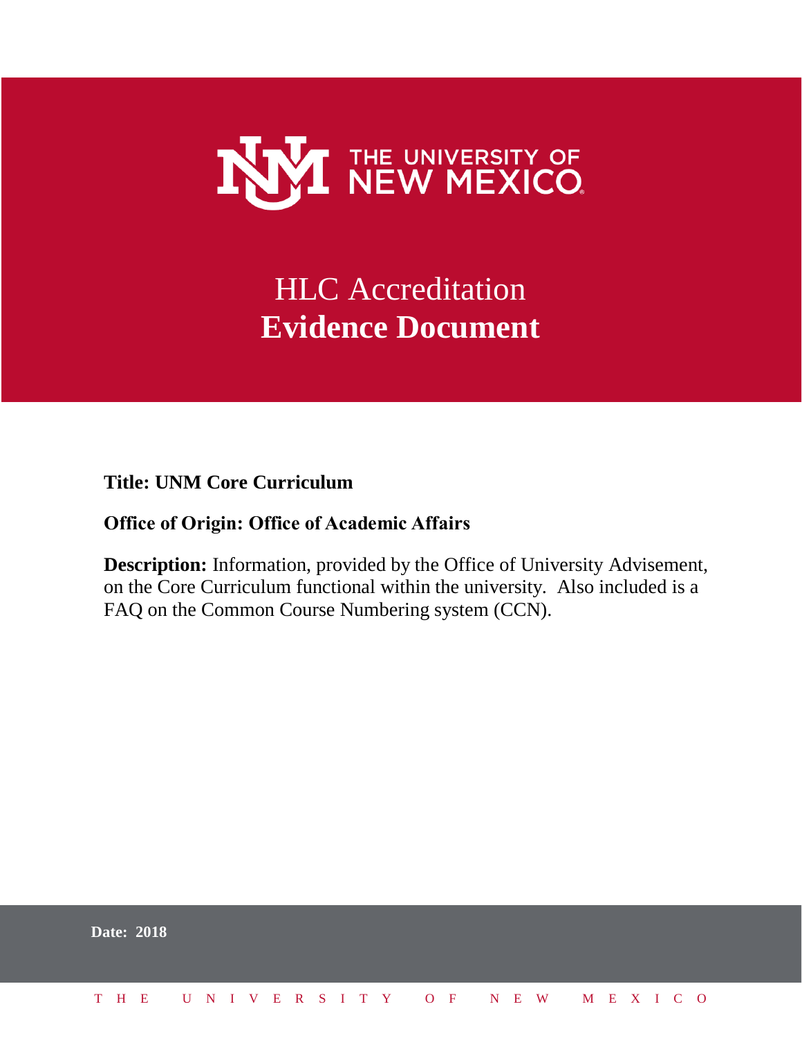THE UNIVERSITY OF NEW MEXICO

# HLC Accreditation
# **Evidence Document**

**Title: UNM Core Curriculum**

**Office of Origin: Office of Academic Affairs**

**Description:** Information, provided by the Office of University Advisement, on the Core Curriculum functional within the university. Also included is a FAQ on the Common Course Numbering system (CCN).

**Date: 2018**

THE UNIVERSITY OF NEW MEXICO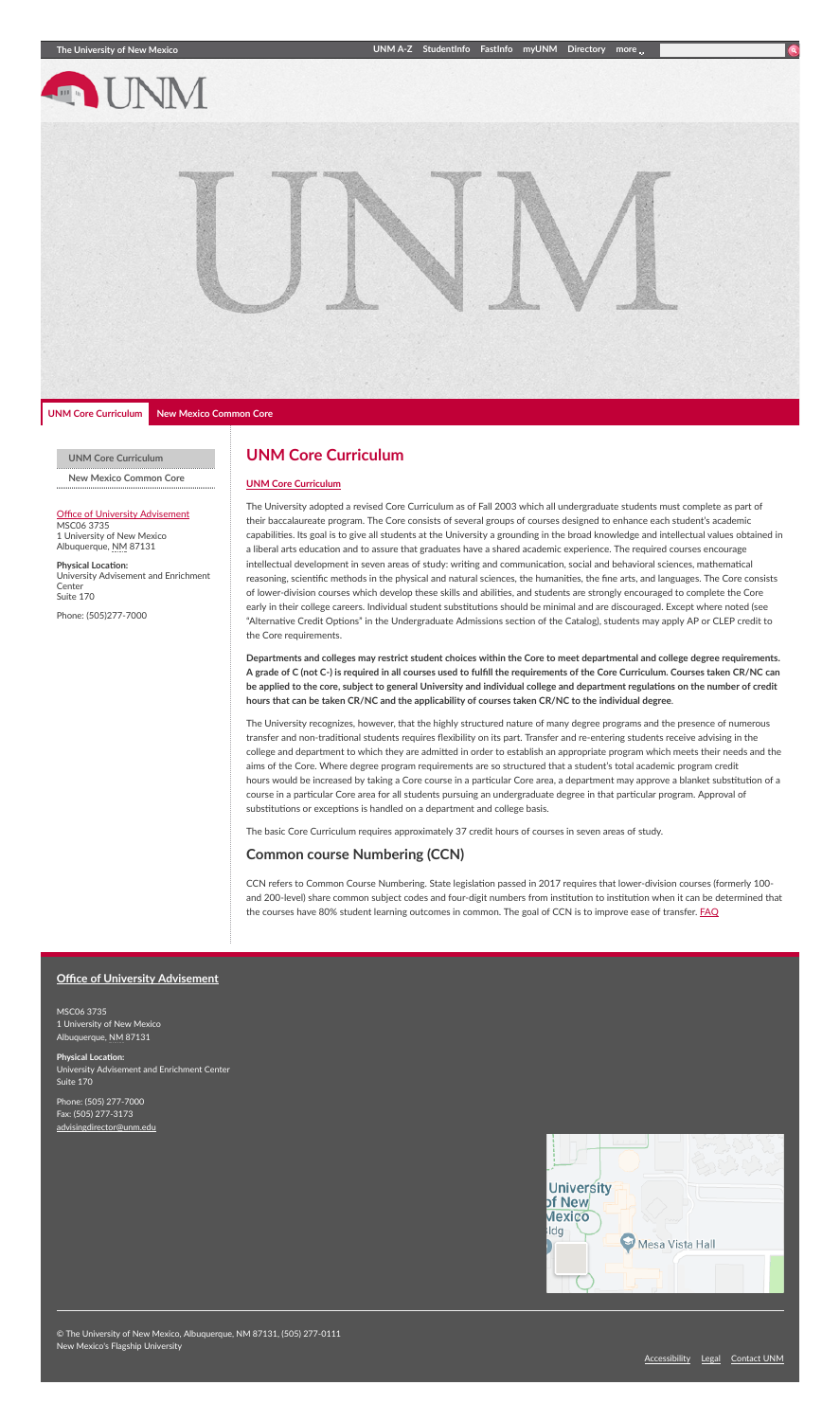The University of New Mexico | UNM A-Z | StudentInfo | FastInfo | myUNM | Directory | more

UNM

UNM Core Curriculum | New Mexico Common Core

- UNM Core Curriculum
- New Mexico Common Core

Office of University Advisement
MSC06 3735
1 University of New Mexico
Albuquerque, NM 87131

**Physical Location:**
University Advisement and Enrichment Center
Suite 170

Phone: (505)277-7000

# UNM Core Curriculum

UNM Core Curriculum

The University adopted a revised Core Curriculum as of Fall 2003 which all undergraduate students must complete as part of their baccalaureate program. The Core consists of several groups of courses designed to enhance each student's academic capabilities. Its goal is to give all students at the University a grounding in the broad knowledge and intellectual values obtained in a liberal arts education and to assure that graduates have a shared academic experience. The required courses encourage intellectual development in seven areas of study: writing and communication, social and behavioral sciences, mathematical reasoning, scientific methods in the physical and natural sciences, the humanities, the fine arts, and languages. The Core consists of lower-division courses which develop these skills and abilities, and students are strongly encouraged to complete the Core early in their college careers. Individual student substitutions should be minimal and are discouraged. Except where noted (see "Alternative Credit Options" in the Undergraduate Admissions section of the Catalog), students may apply AP or CLEP credit to the Core requirements.

**Departments and colleges may restrict student choices within the Core to meet departmental and college degree requirements. A grade of C (not C-) is required in all courses used to fulfill the requirements of the Core Curriculum. Courses taken CR/NC can be applied to the core, subject to general University and individual college and department regulations on the number of credit hours that can be taken CR/NC and the applicability of courses taken CR/NC to the individual degree**.

The University recognizes, however, that the highly structured nature of many degree programs and the presence of numerous transfer and non-traditional students requires flexibility on its part. Transfer and re-entering students receive advising in the college and department to which they are admitted in order to establish an appropriate program which meets their needs and the aims of the Core. Where degree program requirements are so structured that a student's total academic program credit hours would be increased by taking a Core course in a particular Core area, a department may approve a blanket substitution of a course in a particular Core area for all students pursuing an undergraduate degree in that particular program. Approval of substitutions or exceptions is handled on a department and college basis.

The basic Core Curriculum requires approximately 37 credit hours of courses in seven areas of study.

## Common course Numbering (CCN)

CCN refers to Common Course Numbering. State legislation passed in 2017 requires that lower-division courses (formerly 100- and 200-level) share common subject codes and four-digit numbers from institution to institution when it can be determined that the courses have 80% student learning outcomes in common. The goal of CCN is to improve ease of transfer. FAQ

**Office of University Advisement**

MSC06 3735
1 University of New Mexico
Albuquerque, NM 87131

**Physical Location:**
University Advisement and Enrichment Center
Suite 170

Phone: (505) 277-7000
Fax: (505) 277-3173
advisingdirector@unm.edu

© The University of New Mexico, Albuquerque, NM 87131, (505) 277-0111
New Mexico's Flagship University

Accessibility | Legal | Contact UNM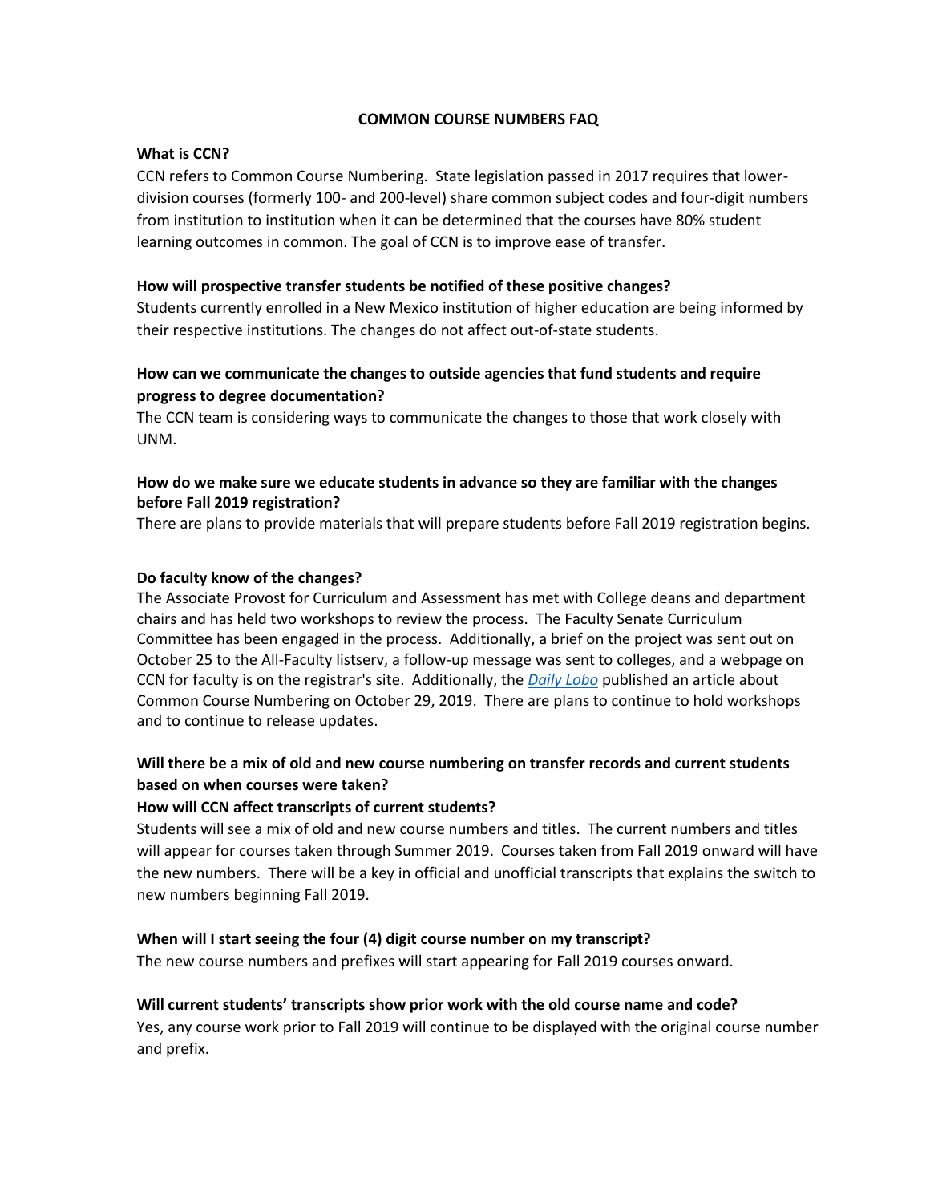# COMMON COURSE NUMBERS FAQ

**What is CCN?**

CCN refers to Common Course Numbering. State legislation passed in 2017 requires that lower-division courses (formerly 100- and 200-level) share common subject codes and four-digit numbers from institution to institution when it can be determined that the courses have 80% student learning outcomes in common. The goal of CCN is to improve ease of transfer.

**How will prospective transfer students be notified of these positive changes?**

Students currently enrolled in a New Mexico institution of higher education are being informed by their respective institutions. The changes do not affect out-of-state students.

**How can we communicate the changes to outside agencies that fund students and require progress to degree documentation?**

The CCN team is considering ways to communicate the changes to those that work closely with UNM.

**How do we make sure we educate students in advance so they are familiar with the changes before Fall 2019 registration?**

There are plans to provide materials that will prepare students before Fall 2019 registration begins.

**Do faculty know of the changes?**

The Associate Provost for Curriculum and Assessment has met with College deans and department chairs and has held two workshops to review the process. The Faculty Senate Curriculum Committee has been engaged in the process. Additionally, a brief on the project was sent out on October 25 to the All-Faculty listserv, a follow-up message was sent to colleges, and a webpage on CCN for faculty is on the registrar's site. Additionally, the *Daily Lobo* published an article about Common Course Numbering on October 29, 2019. There are plans to continue to hold workshops and to continue to release updates.

**Will there be a mix of old and new course numbering on transfer records and current students based on when courses were taken?**

**How will CCN affect transcripts of current students?**

Students will see a mix of old and new course numbers and titles. The current numbers and titles will appear for courses taken through Summer 2019. Courses taken from Fall 2019 onward will have the new numbers. There will be a key in official and unofficial transcripts that explains the switch to new numbers beginning Fall 2019.

**When will I start seeing the four (4) digit course number on my transcript?**

The new course numbers and prefixes will start appearing for Fall 2019 courses onward.

**Will current students' transcripts show prior work with the old course name and code?**

Yes, any course work prior to Fall 2019 will continue to be displayed with the original course number and prefix.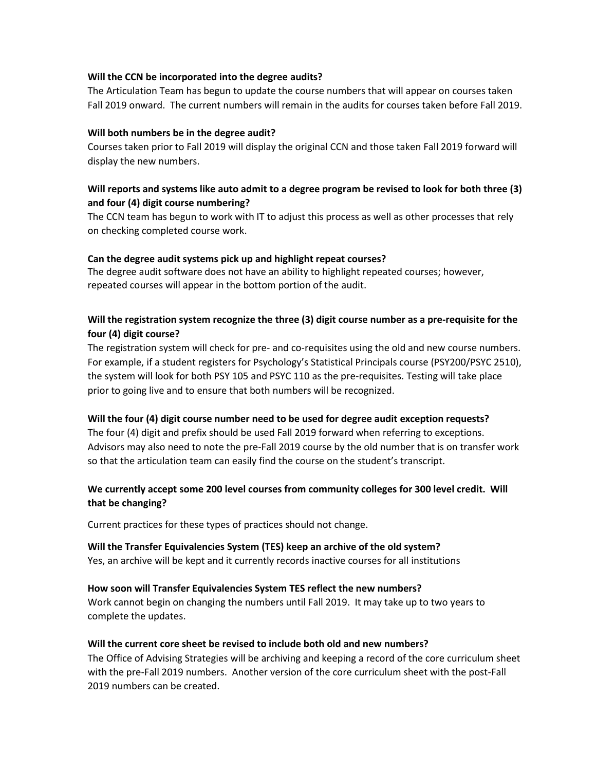**Will the CCN be incorporated into the degree audits?**

The Articulation Team has begun to update the course numbers that will appear on courses taken Fall 2019 onward. The current numbers will remain in the audits for courses taken before Fall 2019.

**Will both numbers be in the degree audit?**

Courses taken prior to Fall 2019 will display the original CCN and those taken Fall 2019 forward will display the new numbers.

**Will reports and systems like auto admit to a degree program be revised to look for both three (3) and four (4) digit course numbering?**

The CCN team has begun to work with IT to adjust this process as well as other processes that rely on checking completed course work.

**Can the degree audit systems pick up and highlight repeat courses?**

The degree audit software does not have an ability to highlight repeated courses; however, repeated courses will appear in the bottom portion of the audit.

**Will the registration system recognize the three (3) digit course number as a pre-requisite for the four (4) digit course?**

The registration system will check for pre- and co-requisites using the old and new course numbers. For example, if a student registers for Psychology's Statistical Principals course (PSY200/PSYC 2510), the system will look for both PSY 105 and PSYC 110 as the pre-requisites. Testing will take place prior to going live and to ensure that both numbers will be recognized.

**Will the four (4) digit course number need to be used for degree audit exception requests?**

The four (4) digit and prefix should be used Fall 2019 forward when referring to exceptions. Advisors may also need to note the pre-Fall 2019 course by the old number that is on transfer work so that the articulation team can easily find the course on the student's transcript.

**We currently accept some 200 level courses from community colleges for 300 level credit. Will that be changing?**

Current practices for these types of practices should not change.

**Will the Transfer Equivalencies System (TES) keep an archive of the old system?**

Yes, an archive will be kept and it currently records inactive courses for all institutions

**How soon will Transfer Equivalencies System TES reflect the new numbers?**

Work cannot begin on changing the numbers until Fall 2019. It may take up to two years to complete the updates.

**Will the current core sheet be revised to include both old and new numbers?**

The Office of Advising Strategies will be archiving and keeping a record of the core curriculum sheet with the pre-Fall 2019 numbers. Another version of the core curriculum sheet with the post-Fall 2019 numbers can be created.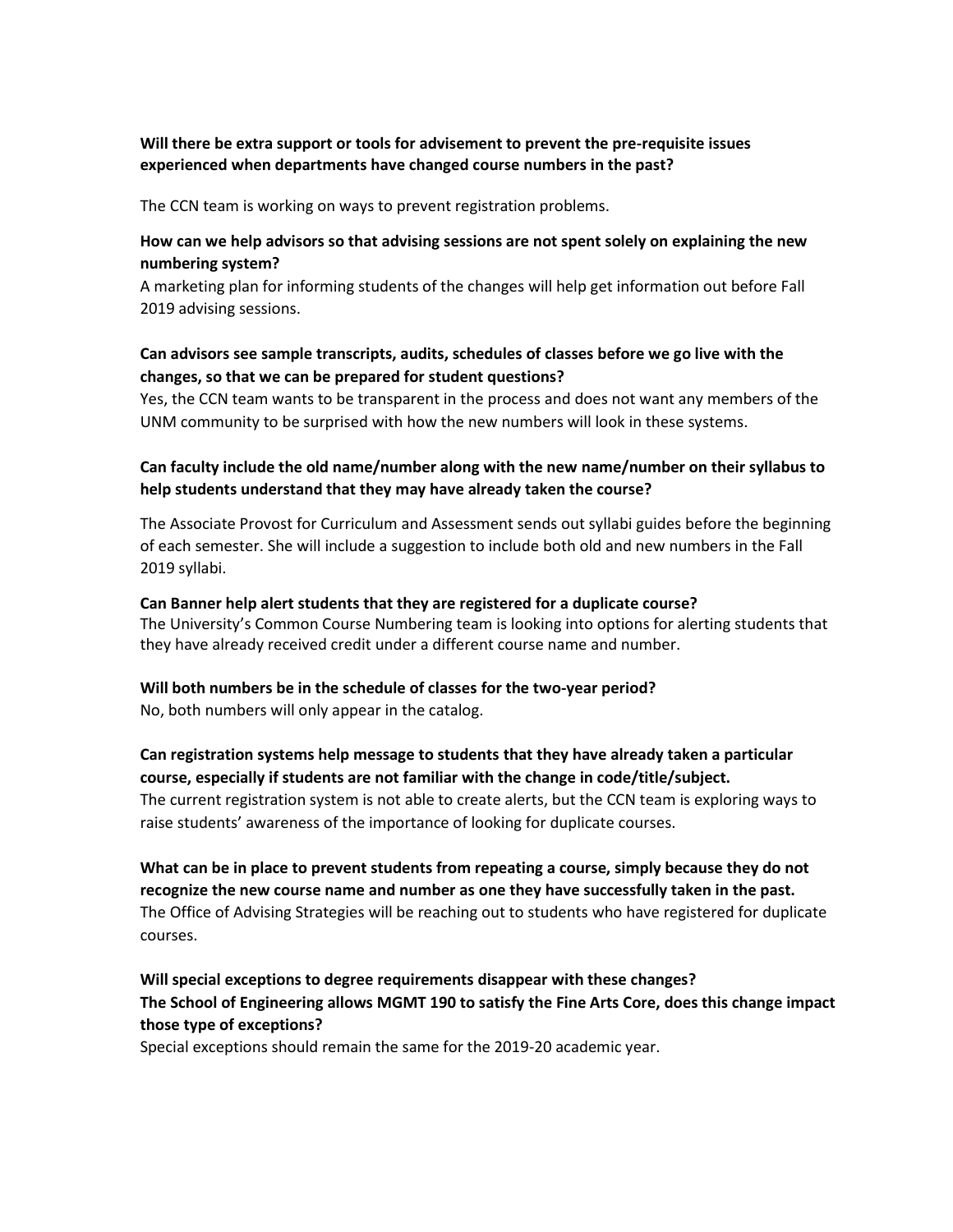**Will there be extra support or tools for advisement to prevent the pre-requisite issues experienced when departments have changed course numbers in the past?**

The CCN team is working on ways to prevent registration problems.

**How can we help advisors so that advising sessions are not spent solely on explaining the new numbering system?**

A marketing plan for informing students of the changes will help get information out before Fall 2019 advising sessions.

**Can advisors see sample transcripts, audits, schedules of classes before we go live with the changes, so that we can be prepared for student questions?**

Yes, the CCN team wants to be transparent in the process and does not want any members of the UNM community to be surprised with how the new numbers will look in these systems.

**Can faculty include the old name/number along with the new name/number on their syllabus to help students understand that they may have already taken the course?**

The Associate Provost for Curriculum and Assessment sends out syllabi guides before the beginning of each semester. She will include a suggestion to include both old and new numbers in the Fall 2019 syllabi.

**Can Banner help alert students that they are registered for a duplicate course?**

The University's Common Course Numbering team is looking into options for alerting students that they have already received credit under a different course name and number.

**Will both numbers be in the schedule of classes for the two-year period?**

No, both numbers will only appear in the catalog.

**Can registration systems help message to students that they have already taken a particular course, especially if students are not familiar with the change in code/title/subject.**

The current registration system is not able to create alerts, but the CCN team is exploring ways to raise students' awareness of the importance of looking for duplicate courses.

**What can be in place to prevent students from repeating a course, simply because they do not recognize the new course name and number as one they have successfully taken in the past.**

The Office of Advising Strategies will be reaching out to students who have registered for duplicate courses.

**Will special exceptions to degree requirements disappear with these changes?**
**The School of Engineering allows MGMT 190 to satisfy the Fine Arts Core, does this change impact those type of exceptions?**

Special exceptions should remain the same for the 2019-20 academic year.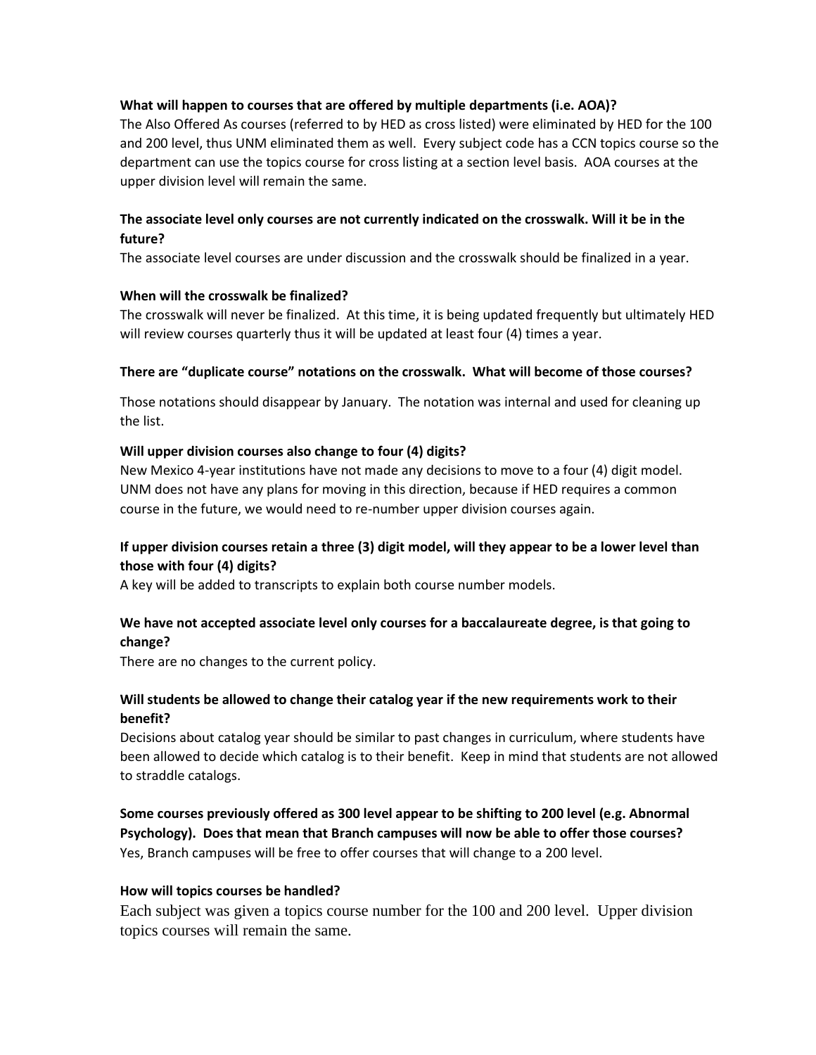**What will happen to courses that are offered by multiple departments (i.e. AOA)?**

The Also Offered As courses (referred to by HED as cross listed) were eliminated by HED for the 100 and 200 level, thus UNM eliminated them as well. Every subject code has a CCN topics course so the department can use the topics course for cross listing at a section level basis. AOA courses at the upper division level will remain the same.

**The associate level only courses are not currently indicated on the crosswalk. Will it be in the future?**

The associate level courses are under discussion and the crosswalk should be finalized in a year.

**When will the crosswalk be finalized?**

The crosswalk will never be finalized. At this time, it is being updated frequently but ultimately HED will review courses quarterly thus it will be updated at least four (4) times a year.

**There are "duplicate course" notations on the crosswalk. What will become of those courses?**

Those notations should disappear by January. The notation was internal and used for cleaning up the list.

**Will upper division courses also change to four (4) digits?**

New Mexico 4-year institutions have not made any decisions to move to a four (4) digit model. UNM does not have any plans for moving in this direction, because if HED requires a common course in the future, we would need to re-number upper division courses again.

**If upper division courses retain a three (3) digit model, will they appear to be a lower level than those with four (4) digits?**

A key will be added to transcripts to explain both course number models.

**We have not accepted associate level only courses for a baccalaureate degree, is that going to change?**

There are no changes to the current policy.

**Will students be allowed to change their catalog year if the new requirements work to their benefit?**

Decisions about catalog year should be similar to past changes in curriculum, where students have been allowed to decide which catalog is to their benefit. Keep in mind that students are not allowed to straddle catalogs.

**Some courses previously offered as 300 level appear to be shifting to 200 level (e.g. Abnormal Psychology). Does that mean that Branch campuses will now be able to offer those courses?**

Yes, Branch campuses will be free to offer courses that will change to a 200 level.

**How will topics courses be handled?**

Each subject was given a topics course number for the 100 and 200 level. Upper division topics courses will remain the same.